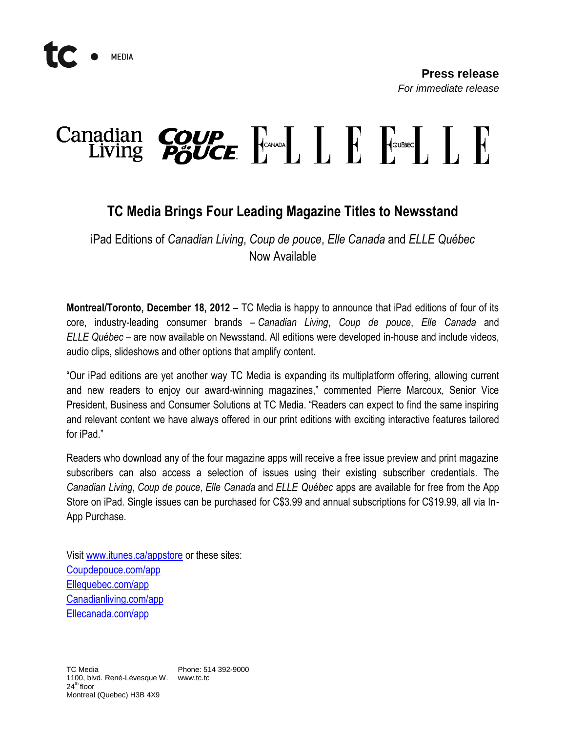tc • MEDIA

**Press release**
*For immediate release*

Canadian Living | Coup de pouce | ELLE Canada | ELLE Québec

# TC Media Brings Four Leading Magazine Titles to Newsstand

iPad Editions of *Canadian Living*, *Coup de pouce*, *Elle Canada* and *ELLE Québec* Now Available

**Montreal/Toronto, December 18, 2012** – TC Media is happy to announce that iPad editions of four of its core, industry-leading consumer brands – *Canadian Living*, *Coup de pouce*, *Elle Canada* and *ELLE Québec* – are now available on Newsstand. All editions were developed in-house and include videos, audio clips, slideshows and other options that amplify content.

"Our iPad editions are yet another way TC Media is expanding its multiplatform offering, allowing current and new readers to enjoy our award-winning magazines," commented Pierre Marcoux, Senior Vice President, Business and Consumer Solutions at TC Media. "Readers can expect to find the same inspiring and relevant content we have always offered in our print editions with exciting interactive features tailored for iPad."

Readers who download any of the four magazine apps will receive a free issue preview and print magazine subscribers can also access a selection of issues using their existing subscriber credentials. The *Canadian Living*, *Coup de pouce*, *Elle Canada* and *ELLE Québec* apps are available for free from the App Store on iPad. Single issues can be purchased for C$3.99 and annual subscriptions for C$19.99, all via In-App Purchase.

Visit www.itunes.ca/appstore or these sites:
Coupdepouce.com/app
Ellequebec.com/app
Canadianliving.com/app
Ellecanada.com/app

TC Media
1100, blvd. René-Lévesque W.
24th floor
Montreal (Quebec) H3B 4X9

Phone: 514 392-9000
www.tc.tc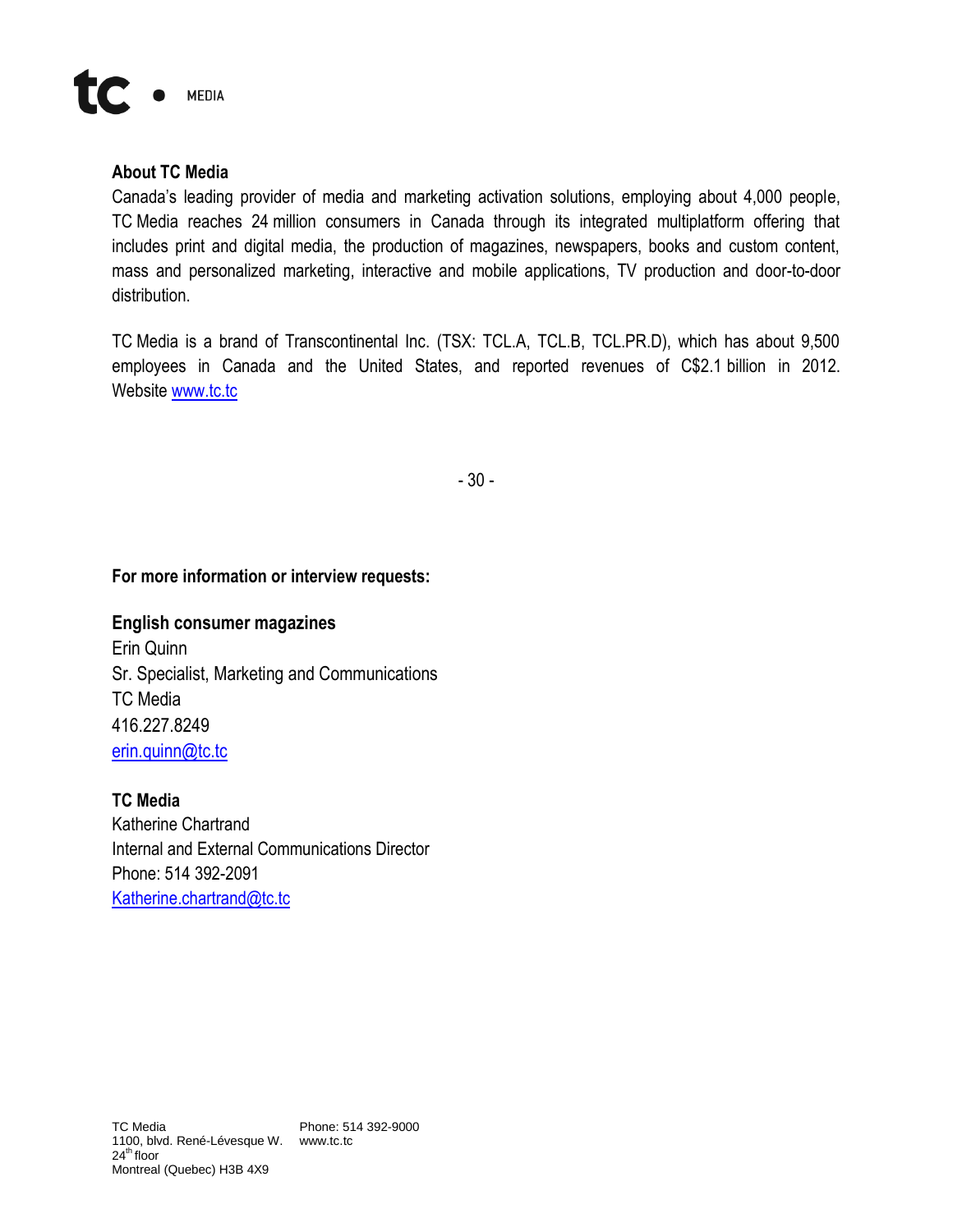**About TC Media**

Canada's leading provider of media and marketing activation solutions, employing about 4,000 people, TC Media reaches 24 million consumers in Canada through its integrated multiplatform offering that includes print and digital media, the production of magazines, newspapers, books and custom content, mass and personalized marketing, interactive and mobile applications, TV production and door-to-door distribution.

TC Media is a brand of Transcontinental Inc. (TSX: TCL.A, TCL.B, TCL.PR.D), which has about 9,500 employees in Canada and the United States, and reported revenues of C$2.1 billion in 2012. Website www.tc.tc

- 30 -

**For more information or interview requests:**

**English consumer magazines**
Erin Quinn
Sr. Specialist, Marketing and Communications
TC Media
416.227.8249
erin.quinn@tc.tc

**TC Media**
Katherine Chartrand
Internal and External Communications Director
Phone: 514 392-2091
Katherine.chartrand@tc.tc

TC Media
1100, blvd. René-Lévesque W.
24th floor
Montreal (Quebec) H3B 4X9

Phone: 514 392-9000
www.tc.tc